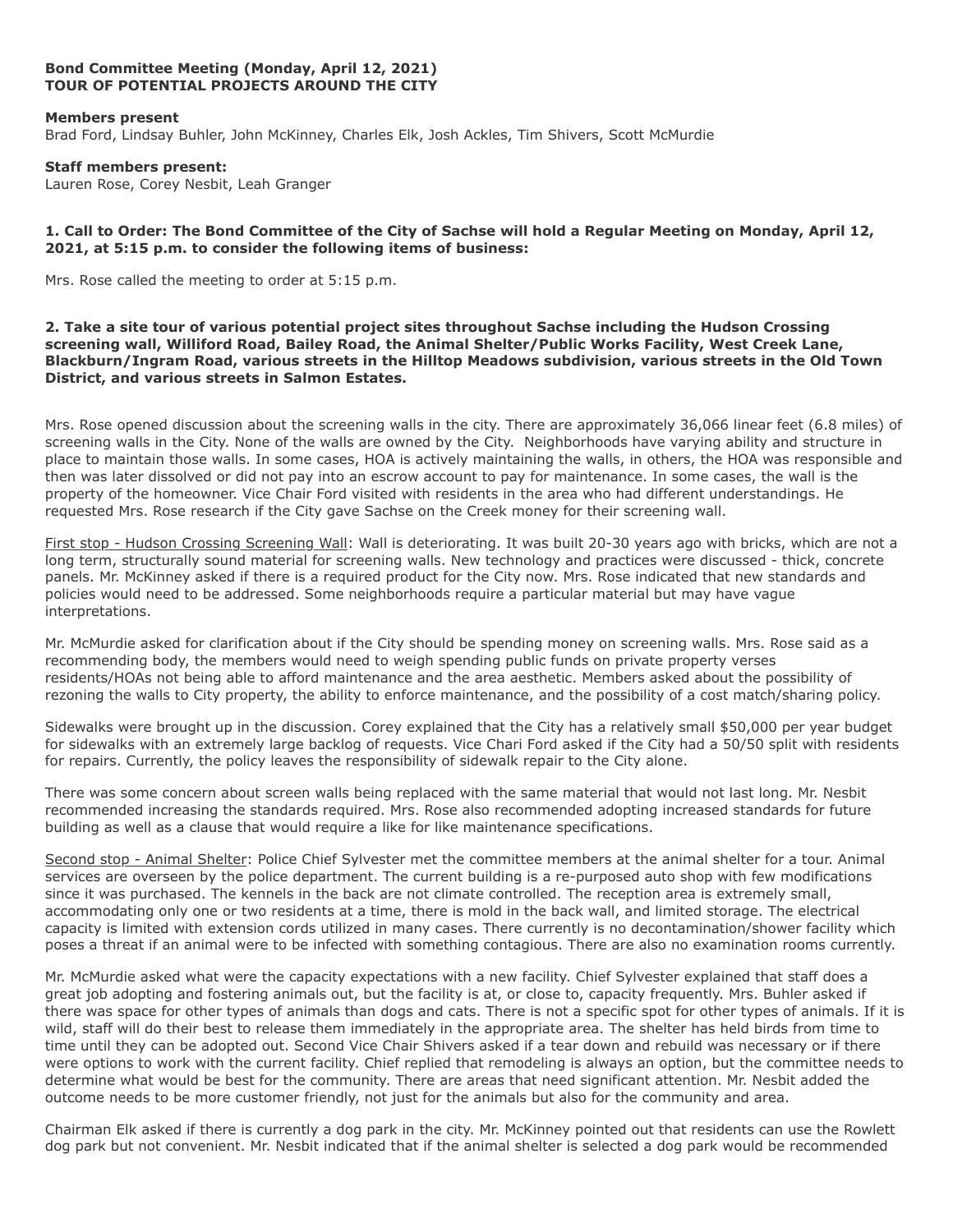**Bond Committee Meeting (Monday, April 12, 2021)**
**TOUR OF POTENTIAL PROJECTS AROUND THE CITY**

**Members present**
Brad Ford, Lindsay Buhler, John McKinney, Charles Elk, Josh Ackles, Tim Shivers, Scott McMurdie

**Staff members present:**
Lauren Rose, Corey Nesbit, Leah Granger

**1. Call to Order: The Bond Committee of the City of Sachse will hold a Regular Meeting on Monday, April 12, 2021, at 5:15 p.m. to consider the following items of business:**

Mrs. Rose called the meeting to order at 5:15 p.m.

**2. Take a site tour of various potential project sites throughout Sachse including the Hudson Crossing screening wall, Williford Road, Bailey Road, the Animal Shelter/Public Works Facility, West Creek Lane, Blackburn/Ingram Road, various streets in the Hilltop Meadows subdivision, various streets in the Old Town District, and various streets in Salmon Estates.**

Mrs. Rose opened discussion about the screening walls in the city. There are approximately 36,066 linear feet (6.8 miles) of screening walls in the City. None of the walls are owned by the City. Neighborhoods have varying ability and structure in place to maintain those walls. In some cases, HOA is actively maintaining the walls, in others, the HOA was responsible and then was later dissolved or did not pay into an escrow account to pay for maintenance. In some cases, the wall is the property of the homeowner. Vice Chair Ford visited with residents in the area who had different understandings. He requested Mrs. Rose research if the City gave Sachse on the Creek money for their screening wall.

<u>First stop - Hudson Crossing Screening Wall</u>: Wall is deteriorating. It was built 20-30 years ago with bricks, which are not a long term, structurally sound material for screening walls. New technology and practices were discussed - thick, concrete panels. Mr. McKinney asked if there is a required product for the City now. Mrs. Rose indicated that new standards and policies would need to be addressed. Some neighborhoods require a particular material but may have vague interpretations.

Mr. McMurdie asked for clarification about if the City should be spending money on screening walls. Mrs. Rose said as a recommending body, the members would need to weigh spending public funds on private property verses residents/HOAs not being able to afford maintenance and the area aesthetic. Members asked about the possibility of rezoning the walls to City property, the ability to enforce maintenance, and the possibility of a cost match/sharing policy.

Sidewalks were brought up in the discussion. Corey explained that the City has a relatively small $50,000 per year budget for sidewalks with an extremely large backlog of requests. Vice Chari Ford asked if the City had a 50/50 split with residents for repairs. Currently, the policy leaves the responsibility of sidewalk repair to the City alone.

There was some concern about screen walls being replaced with the same material that would not last long. Mr. Nesbit recommended increasing the standards required. Mrs. Rose also recommended adopting increased standards for future building as well as a clause that would require a like for like maintenance specifications.

<u>Second stop - Animal Shelter</u>: Police Chief Sylvester met the committee members at the animal shelter for a tour. Animal services are overseen by the police department. The current building is a re-purposed auto shop with few modifications since it was purchased. The kennels in the back are not climate controlled. The reception area is extremely small, accommodating only one or two residents at a time, there is mold in the back wall, and limited storage. The electrical capacity is limited with extension cords utilized in many cases. There currently is no decontamination/shower facility which poses a threat if an animal were to be infected with something contagious. There are also no examination rooms currently.

Mr. McMurdie asked what were the capacity expectations with a new facility. Chief Sylvester explained that staff does a great job adopting and fostering animals out, but the facility is at, or close to, capacity frequently. Mrs. Buhler asked if there was space for other types of animals than dogs and cats. There is not a specific spot for other types of animals. If it is wild, staff will do their best to release them immediately in the appropriate area. The shelter has held birds from time to time until they can be adopted out. Second Vice Chair Shivers asked if a tear down and rebuild was necessary or if there were options to work with the current facility. Chief replied that remodeling is always an option, but the committee needs to determine what would be best for the community. There are areas that need significant attention. Mr. Nesbit added the outcome needs to be more customer friendly, not just for the animals but also for the community and area.

Chairman Elk asked if there is currently a dog park in the city. Mr. McKinney pointed out that residents can use the Rowlett dog park but not convenient. Mr. Nesbit indicated that if the animal shelter is selected a dog park would be recommended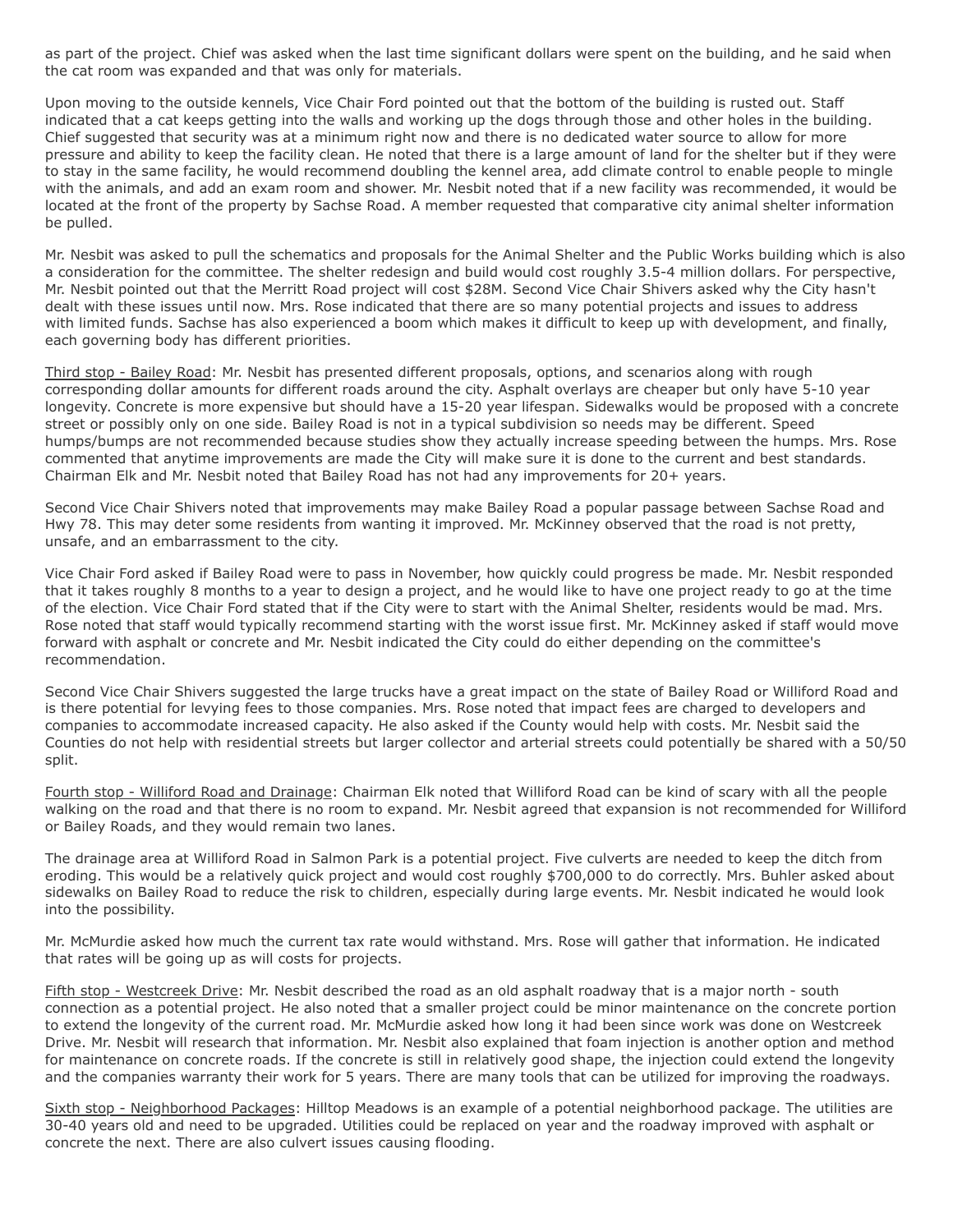as part of the project. Chief was asked when the last time significant dollars were spent on the building, and he said when the cat room was expanded and that was only for materials.

Upon moving to the outside kennels, Vice Chair Ford pointed out that the bottom of the building is rusted out. Staff indicated that a cat keeps getting into the walls and working up the dogs through those and other holes in the building. Chief suggested that security was at a minimum right now and there is no dedicated water source to allow for more pressure and ability to keep the facility clean. He noted that there is a large amount of land for the shelter but if they were to stay in the same facility, he would recommend doubling the kennel area, add climate control to enable people to mingle with the animals, and add an exam room and shower. Mr. Nesbit noted that if a new facility was recommended, it would be located at the front of the property by Sachse Road. A member requested that comparative city animal shelter information be pulled.

Mr. Nesbit was asked to pull the schematics and proposals for the Animal Shelter and the Public Works building which is also a consideration for the committee. The shelter redesign and build would cost roughly 3.5-4 million dollars. For perspective, Mr. Nesbit pointed out that the Merritt Road project will cost $28M. Second Vice Chair Shivers asked why the City hasn't dealt with these issues until now. Mrs. Rose indicated that there are so many potential projects and issues to address with limited funds. Sachse has also experienced a boom which makes it difficult to keep up with development, and finally, each governing body has different priorities.

<u>Third stop - Bailey Road</u>: Mr. Nesbit has presented different proposals, options, and scenarios along with rough corresponding dollar amounts for different roads around the city. Asphalt overlays are cheaper but only have 5-10 year longevity. Concrete is more expensive but should have a 15-20 year lifespan. Sidewalks would be proposed with a concrete street or possibly only on one side. Bailey Road is not in a typical subdivision so needs may be different. Speed humps/bumps are not recommended because studies show they actually increase speeding between the humps. Mrs. Rose commented that anytime improvements are made the City will make sure it is done to the current and best standards. Chairman Elk and Mr. Nesbit noted that Bailey Road has not had any improvements for 20+ years.

Second Vice Chair Shivers noted that improvements may make Bailey Road a popular passage between Sachse Road and Hwy 78. This may deter some residents from wanting it improved. Mr. McKinney observed that the road is not pretty, unsafe, and an embarrassment to the city.

Vice Chair Ford asked if Bailey Road were to pass in November, how quickly could progress be made. Mr. Nesbit responded that it takes roughly 8 months to a year to design a project, and he would like to have one project ready to go at the time of the election. Vice Chair Ford stated that if the City were to start with the Animal Shelter, residents would be mad. Mrs. Rose noted that staff would typically recommend starting with the worst issue first. Mr. McKinney asked if staff would move forward with asphalt or concrete and Mr. Nesbit indicated the City could do either depending on the committee's recommendation.

Second Vice Chair Shivers suggested the large trucks have a great impact on the state of Bailey Road or Williford Road and is there potential for levying fees to those companies. Mrs. Rose noted that impact fees are charged to developers and companies to accommodate increased capacity. He also asked if the County would help with costs. Mr. Nesbit said the Counties do not help with residential streets but larger collector and arterial streets could potentially be shared with a 50/50 split.

<u>Fourth stop - Williford Road and Drainage</u>: Chairman Elk noted that Williford Road can be kind of scary with all the people walking on the road and that there is no room to expand. Mr. Nesbit agreed that expansion is not recommended for Williford or Bailey Roads, and they would remain two lanes.

The drainage area at Williford Road in Salmon Park is a potential project. Five culverts are needed to keep the ditch from eroding. This would be a relatively quick project and would cost roughly $700,000 to do correctly. Mrs. Buhler asked about sidewalks on Bailey Road to reduce the risk to children, especially during large events. Mr. Nesbit indicated he would look into the possibility.

Mr. McMurdie asked how much the current tax rate would withstand. Mrs. Rose will gather that information. He indicated that rates will be going up as will costs for projects.

<u>Fifth stop - Westcreek Drive</u>: Mr. Nesbit described the road as an old asphalt roadway that is a major north - south connection as a potential project. He also noted that a smaller project could be minor maintenance on the concrete portion to extend the longevity of the current road. Mr. McMurdie asked how long it had been since work was done on Westcreek Drive. Mr. Nesbit will research that information. Mr. Nesbit also explained that foam injection is another option and method for maintenance on concrete roads. If the concrete is still in relatively good shape, the injection could extend the longevity and the companies warranty their work for 5 years. There are many tools that can be utilized for improving the roadways.

<u>Sixth stop - Neighborhood Packages</u>: Hilltop Meadows is an example of a potential neighborhood package. The utilities are 30-40 years old and need to be upgraded. Utilities could be replaced on year and the roadway improved with asphalt or concrete the next. There are also culvert issues causing flooding.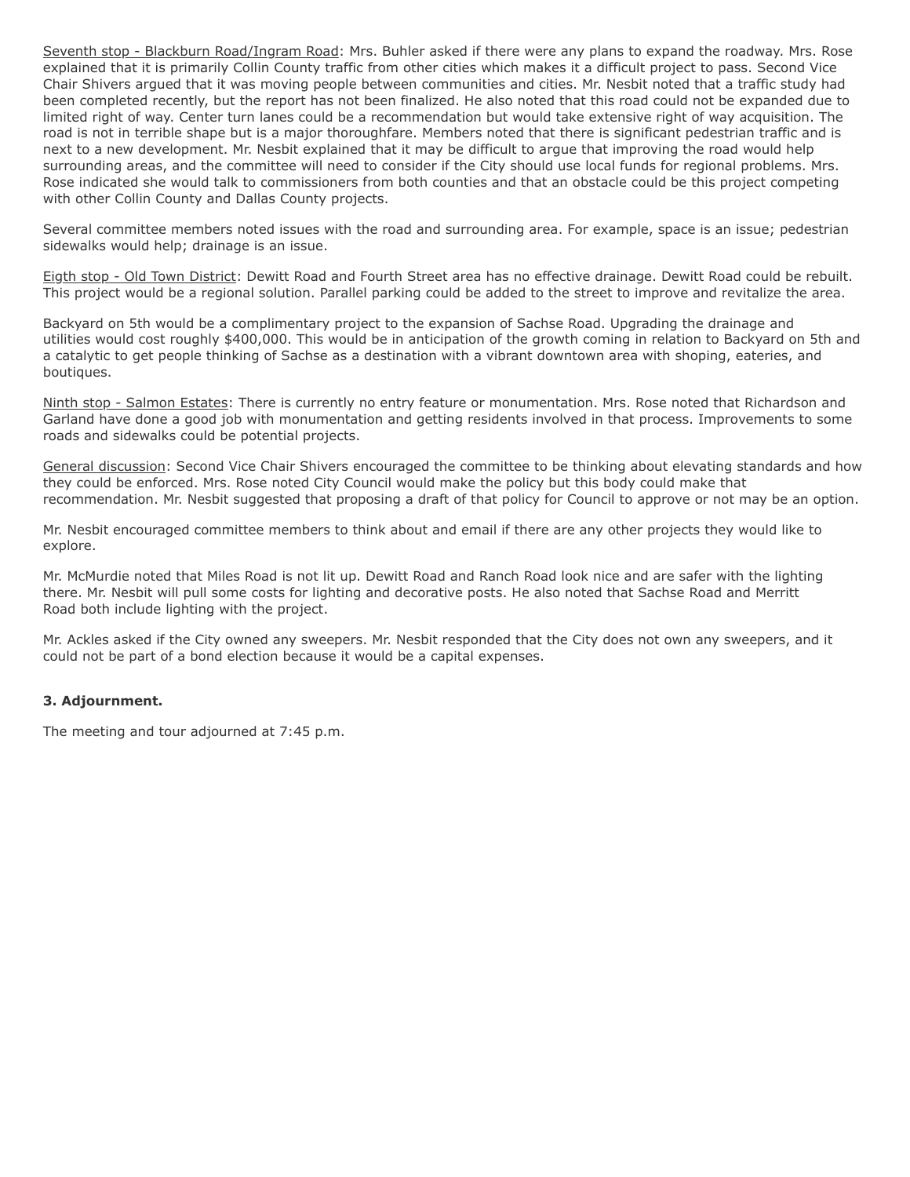Seventh stop - Blackburn Road/Ingram Road: Mrs. Buhler asked if there were any plans to expand the roadway. Mrs. Rose explained that it is primarily Collin County traffic from other cities which makes it a difficult project to pass. Second Vice Chair Shivers argued that it was moving people between communities and cities. Mr. Nesbit noted that a traffic study had been completed recently, but the report has not been finalized. He also noted that this road could not be expanded due to limited right of way. Center turn lanes could be a recommendation but would take extensive right of way acquisition. The road is not in terrible shape but is a major thoroughfare. Members noted that there is significant pedestrian traffic and is next to a new development. Mr. Nesbit explained that it may be difficult to argue that improving the road would help surrounding areas, and the committee will need to consider if the City should use local funds for regional problems. Mrs. Rose indicated she would talk to commissioners from both counties and that an obstacle could be this project competing with other Collin County and Dallas County projects.

Several committee members noted issues with the road and surrounding area. For example, space is an issue; pedestrian sidewalks would help; drainage is an issue.

Eigth stop - Old Town District: Dewitt Road and Fourth Street area has no effective drainage. Dewitt Road could be rebuilt. This project would be a regional solution. Parallel parking could be added to the street to improve and revitalize the area.

Backyard on 5th would be a complimentary project to the expansion of Sachse Road. Upgrading the drainage and utilities would cost roughly $400,000. This would be in anticipation of the growth coming in relation to Backyard on 5th and a catalytic to get people thinking of Sachse as a destination with a vibrant downtown area with shoping, eateries, and boutiques.

Ninth stop - Salmon Estates: There is currently no entry feature or monumentation. Mrs. Rose noted that Richardson and Garland have done a good job with monumentation and getting residents involved in that process. Improvements to some roads and sidewalks could be potential projects.

General discussion: Second Vice Chair Shivers encouraged the committee to be thinking about elevating standards and how they could be enforced. Mrs. Rose noted City Council would make the policy but this body could make that recommendation. Mr. Nesbit suggested that proposing a draft of that policy for Council to approve or not may be an option.

Mr. Nesbit encouraged committee members to think about and email if there are any other projects they would like to explore.

Mr. McMurdie noted that Miles Road is not lit up. Dewitt Road and Ranch Road look nice and are safer with the lighting there. Mr. Nesbit will pull some costs for lighting and decorative posts. He also noted that Sachse Road and Merritt Road both include lighting with the project.

Mr. Ackles asked if the City owned any sweepers. Mr. Nesbit responded that the City does not own any sweepers, and it could not be part of a bond election because it would be a capital expenses.

**3. Adjournment.**

The meeting and tour adjourned at 7:45 p.m.